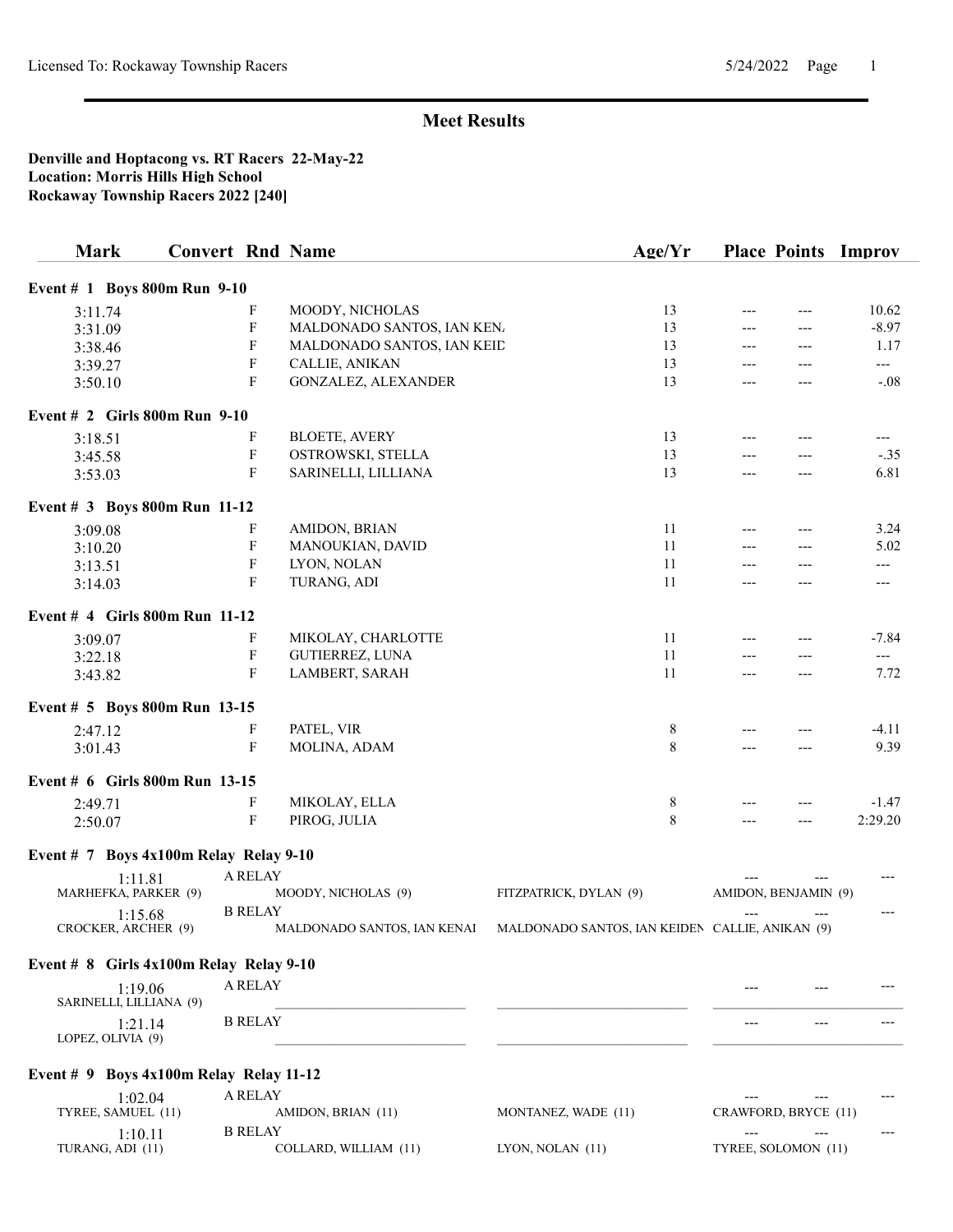## Meet Results

**Denville and Hoptacong vs. RT Racers 22-May-22**
**Location: Morris Hills High School**
**Rockaway Township Racers 2022 [240]**

| Mark | Convert | Rnd | Name | Age/Yr | Place | Points | Improv |
|---|---|---|---|---|---|---|---|
| **Event # 1 Boys 800m Run 9-10** | | | | | | | |
| 3:11.74 | | F | MOODY, NICHOLAS | 13 | --- | --- | 10.62 |
| 3:31.09 | | F | MALDONADO SANTOS, IAN KEN. | 13 | --- | --- | -8.97 |
| 3:38.46 | | F | MALDONADO SANTOS, IAN KEID | 13 | --- | --- | 1.17 |
| 3:39.27 | | F | CALLIE, ANIKAN | 13 | --- | --- | --- |
| 3:50.10 | | F | GONZALEZ, ALEXANDER | 13 | --- | --- | -.08 |
| **Event # 2 Girls 800m Run 9-10** | | | | | | | |
| 3:18.51 | | F | BLOETE, AVERY | 13 | --- | --- | --- |
| 3:45.58 | | F | OSTROWSKI, STELLA | 13 | --- | --- | -.35 |
| 3:53.03 | | F | SARINELLI, LILLIANA | 13 | --- | --- | 6.81 |
| **Event # 3 Boys 800m Run 11-12** | | | | | | | |
| 3:09.08 | | F | AMIDON, BRIAN | 11 | --- | --- | 3.24 |
| 3:10.20 | | F | MANOUKIAN, DAVID | 11 | --- | --- | 5.02 |
| 3:13.51 | | F | LYON, NOLAN | 11 | --- | --- | --- |
| 3:14.03 | | F | TURANG, ADI | 11 | --- | --- | --- |
| **Event # 4 Girls 800m Run 11-12** | | | | | | | |
| 3:09.07 | | F | MIKOLAY, CHARLOTTE | 11 | --- | --- | -7.84 |
| 3:22.18 | | F | GUTIERREZ, LUNA | 11 | --- | --- | --- |
| 3:43.82 | | F | LAMBERT, SARAH | 11 | --- | --- | 7.72 |
| **Event # 5 Boys 800m Run 13-15** | | | | | | | |
| 2:47.12 | | F | PATEL, VIR | 8 | --- | --- | -4.11 |
| 3:01.43 | | F | MOLINA, ADAM | 8 | --- | --- | 9.39 |
| **Event # 6 Girls 800m Run 13-15** | | | | | | | |
| 2:49.71 | | F | MIKOLAY, ELLA | 8 | --- | --- | -1.47 |
| 2:50.07 | | F | PIROG, JULIA | 8 | --- | --- | 2:29.20 |

**Event # 7 Boys 4x100m Relay Relay 9-10**

| Mark | Relay | | | Place | Points | Improv |
|---|---|---|---|---|---|---|
| 1:11.81 | A RELAY | | | --- | --- | --- |
| MARHEFKA, PARKER (9) | MOODY, NICHOLAS (9) | FITZPATRICK, DYLAN (9) | AMIDON, BENJAMIN (9) | | | |
| 1:15.68 | B RELAY | | | --- | --- | --- |
| CROCKER, ARCHER (9) | MALDONADO SANTOS, IAN KENAI | MALDONADO SANTOS, IAN KEIDEN | CALLIE, ANIKAN (9) | | | |

**Event # 8 Girls 4x100m Relay Relay 9-10**

| Mark | Relay | | | Place | Points | Improv |
|---|---|---|---|---|---|---|
| 1:19.06 | A RELAY | | | --- | --- | --- |
| SARINELLI, LILLIANA (9) | ________________ | ________________ | ________________ | | | |
| 1:21.14 | B RELAY | | | --- | --- | --- |
| LOPEZ, OLIVIA (9) | ________________ | ________________ | ________________ | | | |

**Event # 9 Boys 4x100m Relay Relay 11-12**

| Mark | Relay | | | Place | Points | Improv |
|---|---|---|---|---|---|---|
| 1:02.04 | A RELAY | | | --- | --- | --- |
| TYREE, SAMUEL (11) | AMIDON, BRIAN (11) | MONTANEZ, WADE (11) | CRAWFORD, BRYCE (11) | | | |
| 1:10.11 | B RELAY | | | --- | --- | --- |
| TURANG, ADI (11) | COLLARD, WILLIAM (11) | LYON, NOLAN (11) | TYREE, SOLOMON (11) | | | |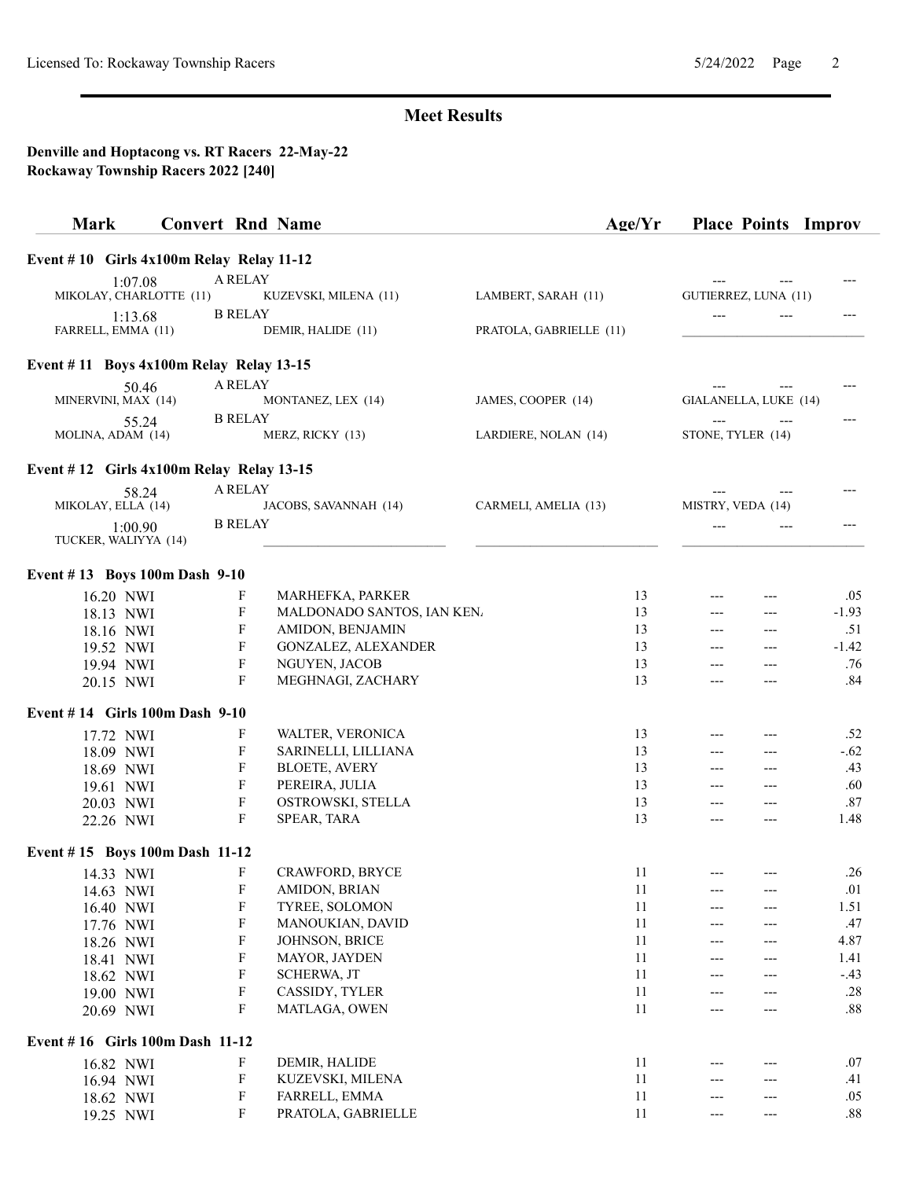## Meet Results

**Denville and Hoptacong vs. RT Racers 22-May-22**
**Rockaway Township Racers 2022 [240]**

| Mark | Convert | Rnd | Name | Age/Yr | Place | Points | Improv |
|---|---|---|---|---|---|---|---|

### Event # 10 Girls 4x100m Relay Relay 11-12

| Mark | Relay | Place | Points | Improv |
|---|---|---|---|---|
| 1:07.08 | A RELAY | --- | --- | --- |
| | MIKOLAY, CHARLOTTE (11); KUZEVSKI, MILENA (11); LAMBERT, SARAH (11); GUTIERREZ, LUNA (11) | | | |
| 1:13.68 | B RELAY | --- | --- | --- |
| | FARRELL, EMMA (11); DEMIR, HALIDE (11); PRATOLA, GABRIELLE (11) | | | |

### Event # 11 Boys 4x100m Relay Relay 13-15

| Mark | Relay | Place | Points | Improv |
|---|---|---|---|---|
| 50.46 | A RELAY | --- | --- | --- |
| | MINERVINI, MAX (14); MONTANEZ, LEX (14); JAMES, COOPER (14); GIALANELLA, LUKE (14) | | | |
| 55.24 | B RELAY | --- | --- | --- |
| | MOLINA, ADAM (14); MERZ, RICKY (13); LARDIERE, NOLAN (14); STONE, TYLER (14) | | | |

### Event # 12 Girls 4x100m Relay Relay 13-15

| Mark | Relay | Place | Points | Improv |
|---|---|---|---|---|
| 58.24 | A RELAY | --- | --- | --- |
| | MIKOLAY, ELLA (14); JACOBS, SAVANNAH (14); CARMELI, AMELIA (13); MISTRY, VEDA (14) | | | |
| 1:00.90 | B RELAY | --- | --- | --- |
| | TUCKER, WALIYYA (14) | | | |

### Event # 13 Boys 100m Dash 9-10

| Mark | Convert | Rnd | Name | Age/Yr | Place | Points | Improv |
|---|---|---|---|---|---|---|---|
| 16.20 | NWI | F | MARHEFKA, PARKER | 13 | --- | --- | .05 |
| 18.13 | NWI | F | MALDONADO SANTOS, IAN KEN. | 13 | --- | --- | -1.93 |
| 18.16 | NWI | F | AMIDON, BENJAMIN | 13 | --- | --- | .51 |
| 19.52 | NWI | F | GONZALEZ, ALEXANDER | 13 | --- | --- | -1.42 |
| 19.94 | NWI | F | NGUYEN, JACOB | 13 | --- | --- | .76 |
| 20.15 | NWI | F | MEGHNAGI, ZACHARY | 13 | --- | --- | .84 |

### Event # 14 Girls 100m Dash 9-10

| Mark | Convert | Rnd | Name | Age/Yr | Place | Points | Improv |
|---|---|---|---|---|---|---|---|
| 17.72 | NWI | F | WALTER, VERONICA | 13 | --- | --- | .52 |
| 18.09 | NWI | F | SARINELLI, LILLIANA | 13 | --- | --- | -.62 |
| 18.69 | NWI | F | BLOETE, AVERY | 13 | --- | --- | .43 |
| 19.61 | NWI | F | PEREIRA, JULIA | 13 | --- | --- | .60 |
| 20.03 | NWI | F | OSTROWSKI, STELLA | 13 | --- | --- | .87 |
| 22.26 | NWI | F | SPEAR, TARA | 13 | --- | --- | 1.48 |

### Event # 15 Boys 100m Dash 11-12

| Mark | Convert | Rnd | Name | Age/Yr | Place | Points | Improv |
|---|---|---|---|---|---|---|---|
| 14.33 | NWI | F | CRAWFORD, BRYCE | 11 | --- | --- | .26 |
| 14.63 | NWI | F | AMIDON, BRIAN | 11 | --- | --- | .01 |
| 16.40 | NWI | F | TYREE, SOLOMON | 11 | --- | --- | 1.51 |
| 17.76 | NWI | F | MANOUKIAN, DAVID | 11 | --- | --- | .47 |
| 18.26 | NWI | F | JOHNSON, BRICE | 11 | --- | --- | 4.87 |
| 18.41 | NWI | F | MAYOR, JAYDEN | 11 | --- | --- | 1.41 |
| 18.62 | NWI | F | SCHERWA, JT | 11 | --- | --- | -.43 |
| 19.00 | NWI | F | CASSIDY, TYLER | 11 | --- | --- | .28 |
| 20.69 | NWI | F | MATLAGA, OWEN | 11 | --- | --- | .88 |

### Event # 16 Girls 100m Dash 11-12

| Mark | Convert | Rnd | Name | Age/Yr | Place | Points | Improv |
|---|---|---|---|---|---|---|---|
| 16.82 | NWI | F | DEMIR, HALIDE | 11 | --- | --- | .07 |
| 16.94 | NWI | F | KUZEVSKI, MILENA | 11 | --- | --- | .41 |
| 18.62 | NWI | F | FARRELL, EMMA | 11 | --- | --- | .05 |
| 19.25 | NWI | F | PRATOLA, GABRIELLE | 11 | --- | --- | .88 |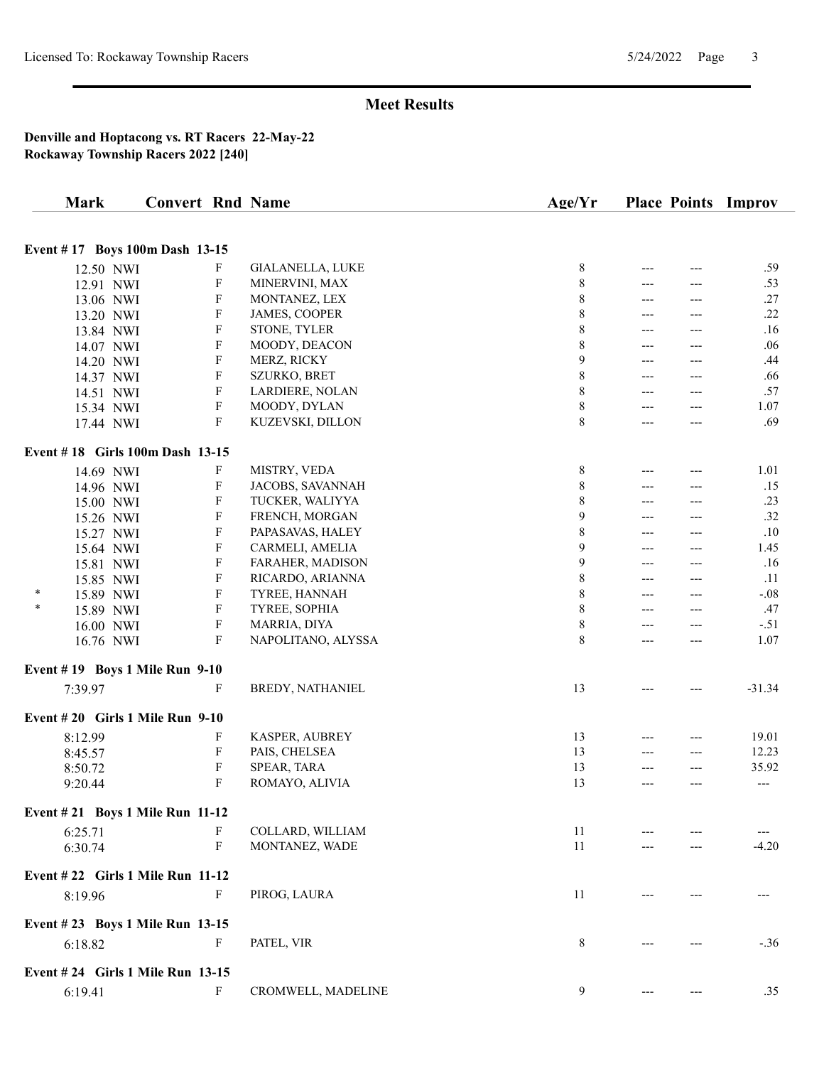## Meet Results

**Denville and Hoptacong vs. RT Racers 22-May-22**
**Rockaway Township Racers 2022 [240]**

| | Mark | Convert | Rnd | Name | Age/Yr | Place | Points | Improv |
|---|---|---|---|---|---|---|---|---|
| **Event # 17 Boys 100m Dash 13-15** | | | | | | | | |
| | 12.50 NWI | | F | GIALANELLA, LUKE | 8 | --- | --- | .59 |
| | 12.91 NWI | | F | MINERVINI, MAX | 8 | --- | --- | .53 |
| | 13.06 NWI | | F | MONTANEZ, LEX | 8 | --- | --- | .27 |
| | 13.20 NWI | | F | JAMES, COOPER | 8 | --- | --- | .22 |
| | 13.84 NWI | | F | STONE, TYLER | 8 | --- | --- | .16 |
| | 14.07 NWI | | F | MOODY, DEACON | 8 | --- | --- | .06 |
| | 14.20 NWI | | F | MERZ, RICKY | 9 | --- | --- | .44 |
| | 14.37 NWI | | F | SZURKO, BRET | 8 | --- | --- | .66 |
| | 14.51 NWI | | F | LARDIERE, NOLAN | 8 | --- | --- | .57 |
| | 15.34 NWI | | F | MOODY, DYLAN | 8 | --- | --- | 1.07 |
| | 17.44 NWI | | F | KUZEVSKI, DILLON | 8 | --- | --- | .69 |
| **Event # 18 Girls 100m Dash 13-15** | | | | | | | | |
| | 14.69 NWI | | F | MISTRY, VEDA | 8 | --- | --- | 1.01 |
| | 14.96 NWI | | F | JACOBS, SAVANNAH | 8 | --- | --- | .15 |
| | 15.00 NWI | | F | TUCKER, WALIYYA | 8 | --- | --- | .23 |
| | 15.26 NWI | | F | FRENCH, MORGAN | 9 | --- | --- | .32 |
| | 15.27 NWI | | F | PAPASAVAS, HALEY | 8 | --- | --- | .10 |
| | 15.64 NWI | | F | CARMELI, AMELIA | 9 | --- | --- | 1.45 |
| | 15.81 NWI | | F | FARAHER, MADISON | 9 | --- | --- | .16 |
| | 15.85 NWI | | F | RICARDO, ARIANNA | 8 | --- | --- | .11 |
| * | 15.89 NWI | | F | TYREE, HANNAH | 8 | --- | --- | -.08 |
| * | 15.89 NWI | | F | TYREE, SOPHIA | 8 | --- | --- | .47 |
| | 16.00 NWI | | F | MARRIA, DIYA | 8 | --- | --- | -.51 |
| | 16.76 NWI | | F | NAPOLITANO, ALYSSA | 8 | --- | --- | 1.07 |
| **Event # 19 Boys 1 Mile Run 9-10** | | | | | | | | |
| | 7:39.97 | | F | BREDY, NATHANIEL | 13 | --- | --- | -31.34 |
| **Event # 20 Girls 1 Mile Run 9-10** | | | | | | | | |
| | 8:12.99 | | F | KASPER, AUBREY | 13 | --- | --- | 19.01 |
| | 8:45.57 | | F | PAIS, CHELSEA | 13 | --- | --- | 12.23 |
| | 8:50.72 | | F | SPEAR, TARA | 13 | --- | --- | 35.92 |
| | 9:20.44 | | F | ROMAYO, ALIVIA | 13 | --- | --- | --- |
| **Event # 21 Boys 1 Mile Run 11-12** | | | | | | | | |
| | 6:25.71 | | F | COLLARD, WILLIAM | 11 | --- | --- | --- |
| | 6:30.74 | | F | MONTANEZ, WADE | 11 | --- | --- | -4.20 |
| **Event # 22 Girls 1 Mile Run 11-12** | | | | | | | | |
| | 8:19.96 | | F | PIROG, LAURA | 11 | --- | --- | --- |
| **Event # 23 Boys 1 Mile Run 13-15** | | | | | | | | |
| | 6:18.82 | | F | PATEL, VIR | 8 | --- | --- | -.36 |
| **Event # 24 Girls 1 Mile Run 13-15** | | | | | | | | |
| | 6:19.41 | | F | CROMWELL, MADELINE | 9 | --- | --- | .35 |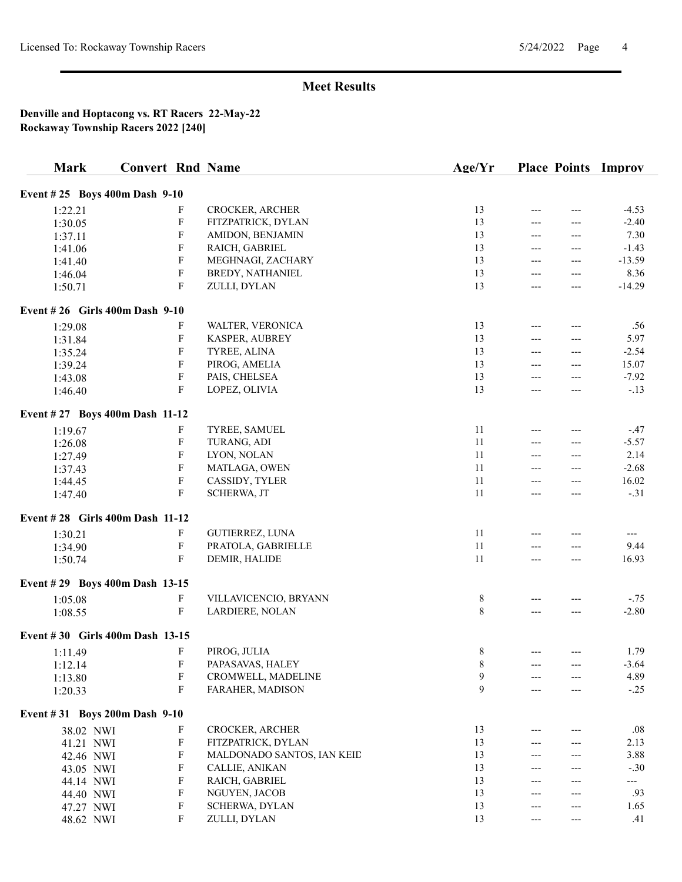## Meet Results

**Denville and Hoptacong vs. RT Racers 22-May-22**
**Rockaway Township Racers 2022 [240]**

| Mark | Convert | Rnd | Name | Age/Yr | Place | Points | Improv |
|---|---|---|---|---|---|---|---|
| **Event # 25 Boys 400m Dash 9-10** | | | | | | | |
| 1:22.21 | | F | CROCKER, ARCHER | 13 | --- | --- | -4.53 |
| 1:30.05 | | F | FITZPATRICK, DYLAN | 13 | --- | --- | -2.40 |
| 1:37.11 | | F | AMIDON, BENJAMIN | 13 | --- | --- | 7.30 |
| 1:41.06 | | F | RAICH, GABRIEL | 13 | --- | --- | -1.43 |
| 1:41.40 | | F | MEGHNAGI, ZACHARY | 13 | --- | --- | -13.59 |
| 1:46.04 | | F | BREDY, NATHANIEL | 13 | --- | --- | 8.36 |
| 1:50.71 | | F | ZULLI, DYLAN | 13 | --- | --- | -14.29 |
| **Event # 26 Girls 400m Dash 9-10** | | | | | | | |
| 1:29.08 | | F | WALTER, VERONICA | 13 | --- | --- | .56 |
| 1:31.84 | | F | KASPER, AUBREY | 13 | --- | --- | 5.97 |
| 1:35.24 | | F | TYREE, ALINA | 13 | --- | --- | -2.54 |
| 1:39.24 | | F | PIROG, AMELIA | 13 | --- | --- | 15.07 |
| 1:43.08 | | F | PAIS, CHELSEA | 13 | --- | --- | -7.92 |
| 1:46.40 | | F | LOPEZ, OLIVIA | 13 | --- | --- | -.13 |
| **Event # 27 Boys 400m Dash 11-12** | | | | | | | |
| 1:19.67 | | F | TYREE, SAMUEL | 11 | --- | --- | -.47 |
| 1:26.08 | | F | TURANG, ADI | 11 | --- | --- | -5.57 |
| 1:27.49 | | F | LYON, NOLAN | 11 | --- | --- | 2.14 |
| 1:37.43 | | F | MATLAGA, OWEN | 11 | --- | --- | -2.68 |
| 1:44.45 | | F | CASSIDY, TYLER | 11 | --- | --- | 16.02 |
| 1:47.40 | | F | SCHERWA, JT | 11 | --- | --- | -.31 |
| **Event # 28 Girls 400m Dash 11-12** | | | | | | | |
| 1:30.21 | | F | GUTIERREZ, LUNA | 11 | --- | --- | --- |
| 1:34.90 | | F | PRATOLA, GABRIELLE | 11 | --- | --- | 9.44 |
| 1:50.74 | | F | DEMIR, HALIDE | 11 | --- | --- | 16.93 |
| **Event # 29 Boys 400m Dash 13-15** | | | | | | | |
| 1:05.08 | | F | VILLAVICENCIO, BRYANN | 8 | --- | --- | -.75 |
| 1:08.55 | | F | LARDIERE, NOLAN | 8 | --- | --- | -2.80 |
| **Event # 30 Girls 400m Dash 13-15** | | | | | | | |
| 1:11.49 | | F | PIROG, JULIA | 8 | --- | --- | 1.79 |
| 1:12.14 | | F | PAPASAVAS, HALEY | 8 | --- | --- | -3.64 |
| 1:13.80 | | F | CROMWELL, MADELINE | 9 | --- | --- | 4.89 |
| 1:20.33 | | F | FARAHER, MADISON | 9 | --- | --- | -.25 |
| **Event # 31 Boys 200m Dash 9-10** | | | | | | | |
| 38.02 NWI | | F | CROCKER, ARCHER | 13 | --- | --- | .08 |
| 41.21 NWI | | F | FITZPATRICK, DYLAN | 13 | --- | --- | 2.13 |
| 42.46 NWI | | F | MALDONADO SANTOS, IAN KEIL | 13 | --- | --- | 3.88 |
| 43.05 NWI | | F | CALLIE, ANIKAN | 13 | --- | --- | -.30 |
| 44.14 NWI | | F | RAICH, GABRIEL | 13 | --- | --- | --- |
| 44.40 NWI | | F | NGUYEN, JACOB | 13 | --- | --- | .93 |
| 47.27 NWI | | F | SCHERWA, DYLAN | 13 | --- | --- | 1.65 |
| 48.62 NWI | | F | ZULLI, DYLAN | 13 | --- | --- | .41 |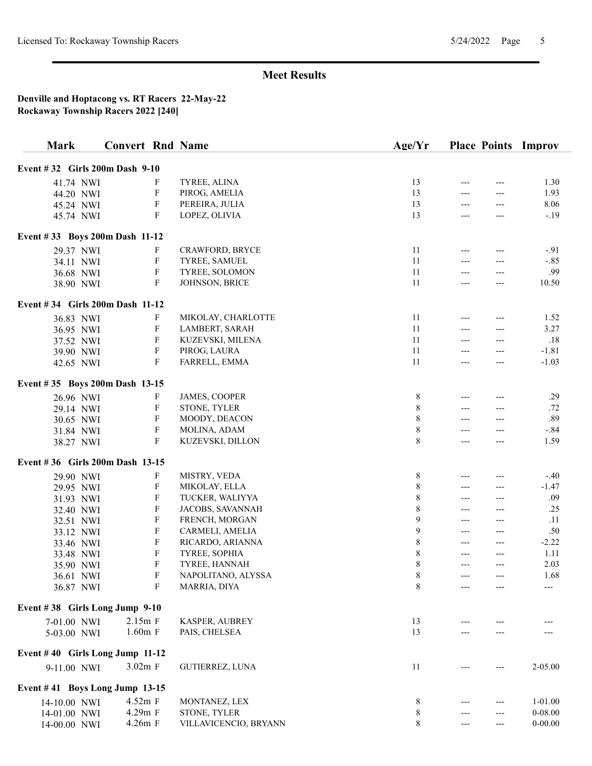## Meet Results

**Denville and Hoptacong vs. RT Racers 22-May-22**
**Rockaway Township Racers 2022 [240]**

| Mark | Convert | Rnd | Name | Age/Yr | Place | Points | Improv |
|---|---|---|---|---|---|---|---|
| **Event # 32 Girls 200m Dash 9-10** | | | | | | | |
| 41.74 NWI | | F | TYREE, ALINA | 13 | --- | --- | 1.30 |
| 44.20 NWI | | F | PIROG, AMELIA | 13 | --- | --- | 1.93 |
| 45.24 NWI | | F | PEREIRA, JULIA | 13 | --- | --- | 8.06 |
| 45.74 NWI | | F | LOPEZ, OLIVIA | 13 | --- | --- | -.19 |
| **Event # 33 Boys 200m Dash 11-12** | | | | | | | |
| 29.37 NWI | | F | CRAWFORD, BRYCE | 11 | --- | --- | -.91 |
| 34.11 NWI | | F | TYREE, SAMUEL | 11 | --- | --- | -.85 |
| 36.68 NWI | | F | TYREE, SOLOMON | 11 | --- | --- | .99 |
| 38.90 NWI | | F | JOHNSON, BRICE | 11 | --- | --- | 10.50 |
| **Event # 34 Girls 200m Dash 11-12** | | | | | | | |
| 36.83 NWI | | F | MIKOLAY, CHARLOTTE | 11 | --- | --- | 1.52 |
| 36.95 NWI | | F | LAMBERT, SARAH | 11 | --- | --- | 3.27 |
| 37.52 NWI | | F | KUZEVSKI, MILENA | 11 | --- | --- | .18 |
| 39.90 NWI | | F | PIROG, LAURA | 11 | --- | --- | -1.81 |
| 42.65 NWI | | F | FARRELL, EMMA | 11 | --- | --- | -1.03 |
| **Event # 35 Boys 200m Dash 13-15** | | | | | | | |
| 26.96 NWI | | F | JAMES, COOPER | 8 | --- | --- | .29 |
| 29.14 NWI | | F | STONE, TYLER | 8 | --- | --- | .72 |
| 30.65 NWI | | F | MOODY, DEACON | 8 | --- | --- | .89 |
| 31.84 NWI | | F | MOLINA, ADAM | 8 | --- | --- | -.84 |
| 38.27 NWI | | F | KUZEVSKI, DILLON | 8 | --- | --- | 1.59 |
| **Event # 36 Girls 200m Dash 13-15** | | | | | | | |
| 29.90 NWI | | F | MISTRY, VEDA | 8 | --- | --- | -.40 |
| 29.95 NWI | | F | MIKOLAY, ELLA | 8 | --- | --- | -1.47 |
| 31.93 NWI | | F | TUCKER, WALIYYA | 8 | --- | --- | .09 |
| 32.40 NWI | | F | JACOBS, SAVANNAH | 8 | --- | --- | .25 |
| 32.51 NWI | | F | FRENCH, MORGAN | 9 | --- | --- | .11 |
| 33.12 NWI | | F | CARMELI, AMELIA | 9 | --- | --- | .50 |
| 33.46 NWI | | F | RICARDO, ARIANNA | 8 | --- | --- | -2.22 |
| 33.48 NWI | | F | TYREE, SOPHIA | 8 | --- | --- | 1.11 |
| 35.90 NWI | | F | TYREE, HANNAH | 8 | --- | --- | 2.03 |
| 36.61 NWI | | F | NAPOLITANO, ALYSSA | 8 | --- | --- | 1.68 |
| 36.87 NWI | | F | MARRIA, DIYA | 8 | --- | --- | --- |
| **Event # 38 Girls Long Jump 9-10** | | | | | | | |
| 7-01.00 NWI | 2.15m | F | KASPER, AUBREY | 13 | --- | --- | --- |
| 5-03.00 NWI | 1.60m | F | PAIS, CHELSEA | 13 | --- | --- | --- |
| **Event # 40 Girls Long Jump 11-12** | | | | | | | |
| 9-11.00 NWI | 3.02m | F | GUTIERREZ, LUNA | 11 | --- | --- | 2-05.00 |
| **Event # 41 Boys Long Jump 13-15** | | | | | | | |
| 14-10.00 NWI | 4.52m | F | MONTANEZ, LEX | 8 | --- | --- | 1-01.00 |
| 14-01.00 NWI | 4.29m | F | STONE, TYLER | 8 | --- | --- | 0-08.00 |
| 14-00.00 NWI | 4.26m | F | VILLAVICENCIO, BRYANN | 8 | --- | --- | 0-00.00 |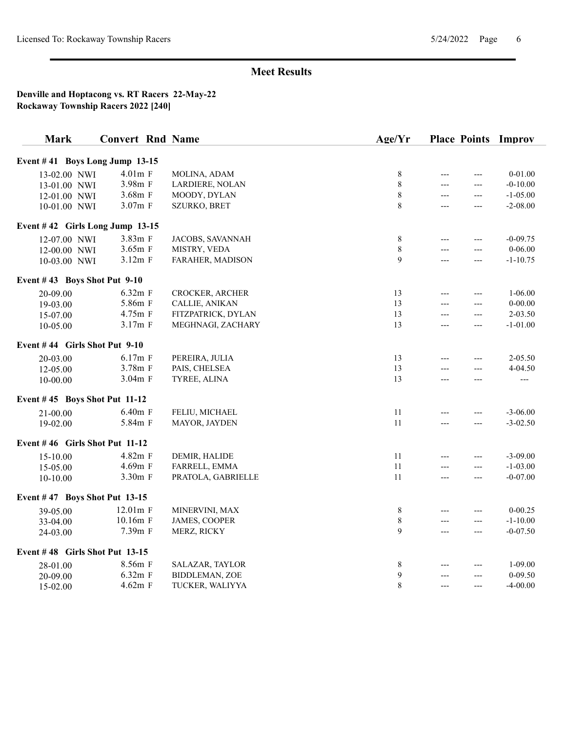## Meet Results

**Denville and Hoptacong vs. RT Racers 22-May-22**
**Rockaway Township Racers 2022 [240]**

| Mark | Convert | Rnd | Name | Age/Yr | Place | Points | Improv |
|---|---|---|---|---|---|---|---|
| **Event # 41 Boys Long Jump 13-15** | | | | | | | |
| 13-02.00 NWI | 4.01m F | | MOLINA, ADAM | 8 | --- | --- | 0-01.00 |
| 13-01.00 NWI | 3.98m F | | LARDIERE, NOLAN | 8 | --- | --- | -0-10.00 |
| 12-01.00 NWI | 3.68m F | | MOODY, DYLAN | 8 | --- | --- | -1-05.00 |
| 10-01.00 NWI | 3.07m F | | SZURKO, BRET | 8 | --- | --- | -2-08.00 |
| **Event # 42 Girls Long Jump 13-15** | | | | | | | |
| 12-07.00 NWI | 3.83m F | | JACOBS, SAVANNAH | 8 | --- | --- | -0-09.75 |
| 12-00.00 NWI | 3.65m F | | MISTRY, VEDA | 8 | --- | --- | 0-06.00 |
| 10-03.00 NWI | 3.12m F | | FARAHER, MADISON | 9 | --- | --- | -1-10.75 |
| **Event # 43 Boys Shot Put 9-10** | | | | | | | |
| 20-09.00 | 6.32m F | | CROCKER, ARCHER | 13 | --- | --- | 1-06.00 |
| 19-03.00 | 5.86m F | | CALLIE, ANIKAN | 13 | --- | --- | 0-00.00 |
| 15-07.00 | 4.75m F | | FITZPATRICK, DYLAN | 13 | --- | --- | 2-03.50 |
| 10-05.00 | 3.17m F | | MEGHNAGI, ZACHARY | 13 | --- | --- | -1-01.00 |
| **Event # 44 Girls Shot Put 9-10** | | | | | | | |
| 20-03.00 | 6.17m F | | PEREIRA, JULIA | 13 | --- | --- | 2-05.50 |
| 12-05.00 | 3.78m F | | PAIS, CHELSEA | 13 | --- | --- | 4-04.50 |
| 10-00.00 | 3.04m F | | TYREE, ALINA | 13 | --- | --- | --- |
| **Event # 45 Boys Shot Put 11-12** | | | | | | | |
| 21-00.00 | 6.40m F | | FELIU, MICHAEL | 11 | --- | --- | -3-06.00 |
| 19-02.00 | 5.84m F | | MAYOR, JAYDEN | 11 | --- | --- | -3-02.50 |
| **Event # 46 Girls Shot Put 11-12** | | | | | | | |
| 15-10.00 | 4.82m F | | DEMIR, HALIDE | 11 | --- | --- | -3-09.00 |
| 15-05.00 | 4.69m F | | FARRELL, EMMA | 11 | --- | --- | -1-03.00 |
| 10-10.00 | 3.30m F | | PRATOLA, GABRIELLE | 11 | --- | --- | -0-07.00 |
| **Event # 47 Boys Shot Put 13-15** | | | | | | | |
| 39-05.00 | 12.01m F | | MINERVINI, MAX | 8 | --- | --- | 0-00.25 |
| 33-04.00 | 10.16m F | | JAMES, COOPER | 8 | --- | --- | -1-10.00 |
| 24-03.00 | 7.39m F | | MERZ, RICKY | 9 | --- | --- | -0-07.50 |
| **Event # 48 Girls Shot Put 13-15** | | | | | | | |
| 28-01.00 | 8.56m F | | SALAZAR, TAYLOR | 8 | --- | --- | 1-09.00 |
| 20-09.00 | 6.32m F | | BIDDLEMAN, ZOE | 9 | --- | --- | 0-09.50 |
| 15-02.00 | 4.62m F | | TUCKER, WALIYYA | 8 | --- | --- | -4-00.00 |